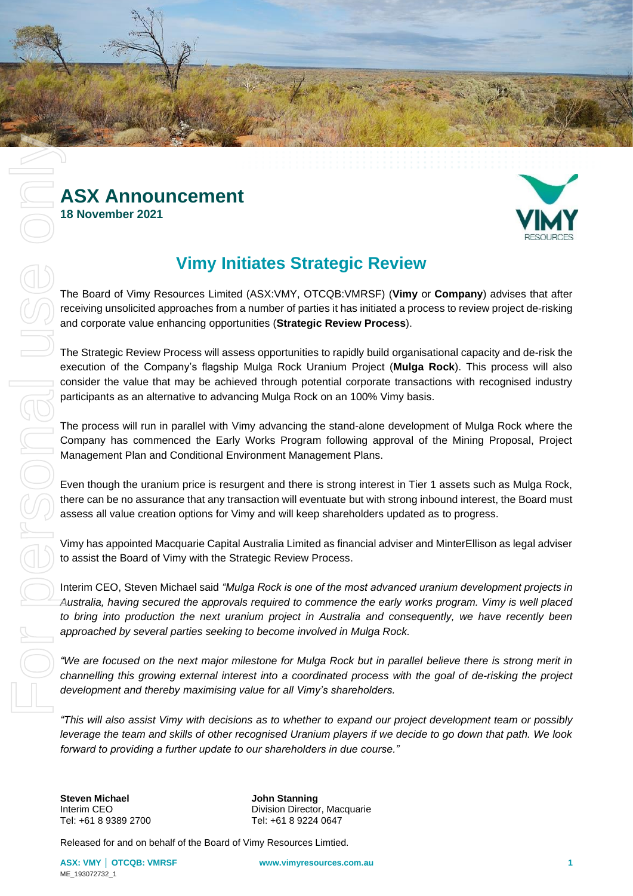# ASX Announcement

**18 November 2021**

## Vimy Initiates Strategic Review

The Board of Vimy Resources Limited (ASX:VMY, OTCQB:VMRSF) (**Vimy** or **Company**) advises that after receiving unsolicited approaches from a number of parties it has initiated a process to review project de-risking and corporate value enhancing opportunities (**Strategic Review Process**).

The Strategic Review Process will assess opportunities to rapidly build organisational capacity and de-risk the execution of the Company's flagship Mulga Rock Uranium Project (**Mulga Rock**). This process will also consider the value that may be achieved through potential corporate transactions with recognised industry participants as an alternative to advancing Mulga Rock on an 100% Vimy basis.

The process will run in parallel with Vimy advancing the stand-alone development of Mulga Rock where the Company has commenced the Early Works Program following approval of the Mining Proposal, Project Management Plan and Conditional Environment Management Plans.

Even though the uranium price is resurgent and there is strong interest in Tier 1 assets such as Mulga Rock, there can be no assurance that any transaction will eventuate but with strong inbound interest, the Board must assess all value creation options for Vimy and will keep shareholders updated as to progress.

Vimy has appointed Macquarie Capital Australia Limited as financial adviser and MinterEllison as legal adviser to assist the Board of Vimy with the Strategic Review Process.

Interim CEO, Steven Michael said *"Mulga Rock is one of the most advanced uranium development projects in Australia, having secured the approvals required to commence the early works program. Vimy is well placed to bring into production the next uranium project in Australia and consequently, we have recently been approached by several parties seeking to become involved in Mulga Rock.*

*"We are focused on the next major milestone for Mulga Rock but in parallel believe there is strong merit in channelling this growing external interest into a coordinated process with the goal of de-risking the project development and thereby maximising value for all Vimy's shareholders.*

*"This will also assist Vimy with decisions as to whether to expand our project development team or possibly leverage the team and skills of other recognised Uranium players if we decide to go down that path. We look forward to providing a further update to our shareholders in due course."*

**Steven Michael**
Interim CEO
Tel: +61 8 9389 2700

**John Stanning**
Division Director, Macquarie
Tel: +61 8 9224 0647

Released for and on behalf of the Board of Vimy Resources Limtied.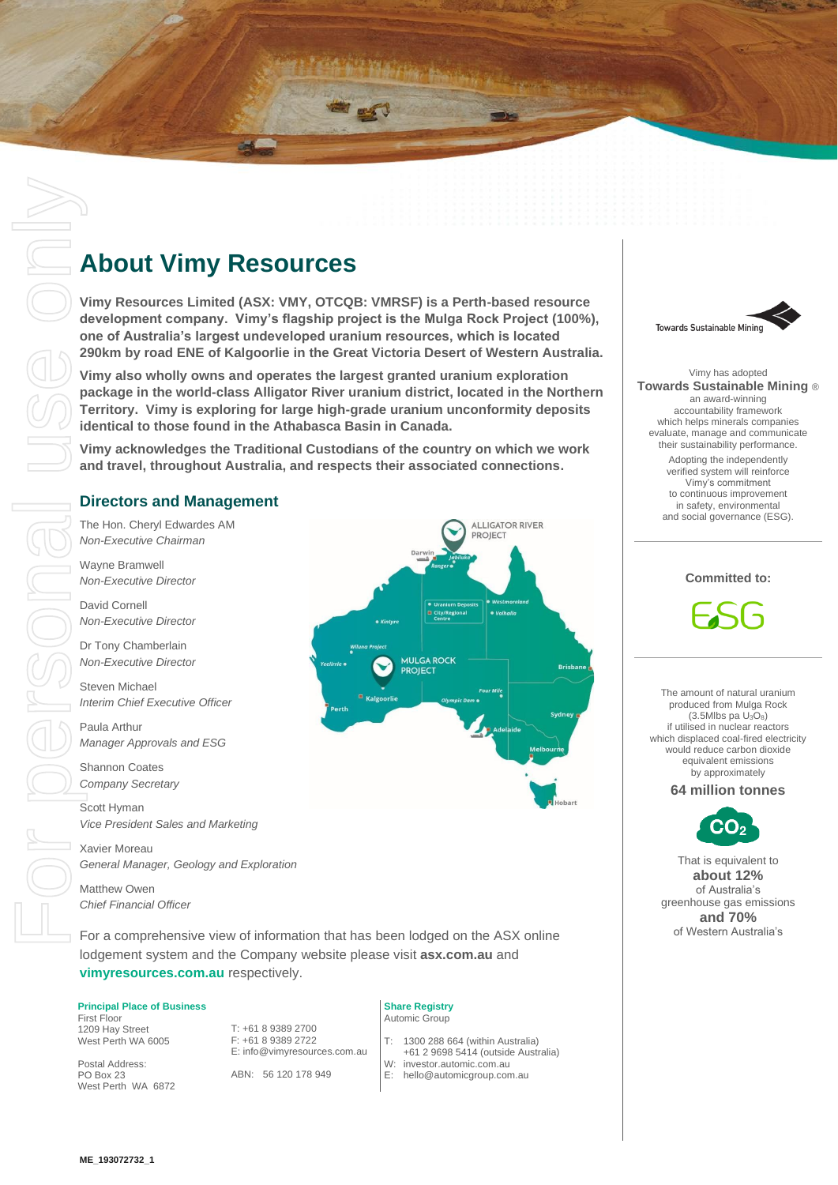# About Vimy Resources

**Vimy Resources Limited (ASX: VMY, OTCQB: VMRSF) is a Perth-based resource development company. Vimy's flagship project is the Mulga Rock Project (100%), one of Australia's largest undeveloped uranium resources, which is located 290km by road ENE of Kalgoorlie in the Great Victoria Desert of Western Australia.**

**Vimy also wholly owns and operates the largest granted uranium exploration package in the world-class Alligator River uranium district, located in the Northern Territory. Vimy is exploring for large high-grade uranium unconformity deposits identical to those found in the Athabasca Basin in Canada.**

**Vimy acknowledges the Traditional Custodians of the country on which we work and travel, throughout Australia, and respects their associated connections.**

## Directors and Management

The Hon. Cheryl Edwardes AM
*Non-Executive Chairman*

Wayne Bramwell
*Non-Executive Director*

David Cornell
*Non-Executive Director*

Dr Tony Chamberlain
*Non-Executive Director*

Steven Michael
*Interim Chief Executive Officer*

Paula Arthur
*Manager Approvals and ESG*

Shannon Coates
*Company Secretary*

Scott Hyman
*Vice President Sales and Marketing*

Xavier Moreau
*General Manager, Geology and Exploration*

Matthew Owen
*Chief Financial Officer*

ALLIGATOR RIVER PROJECT

MULGA ROCK PROJECT

Darwin, Jabiluka, Ranger, Westmoreland, Valhalla, Kintyre, Wiluna Project, Yeelirrie, Kalgoorlie, Perth, Olympic Dam, Four Mile, Brisbane, Sydney, Adelaide, Melbourne, Hobart

Uranium Deposits
City/Regional Centre

For a comprehensive view of information that has been lodged on the ASX online lodgement system and the Company website please visit **asx.com.au** and **vimyresources.com.au** respectively.

**Principal Place of Business**
First Floor
1209 Hay Street
West Perth WA 6005

T: +61 8 9389 2700
F: +61 8 9389 2722
E: info@vimyresources.com.au

Postal Address:
PO Box 23
West Perth WA 6872

ABN: 56 120 178 949

**Share Registry**
Automic Group

T: 1300 288 664 (within Australia)
+61 2 9698 5414 (outside Australia)
W: investor.automic.com.au
E: hello@automicgroup.com.au

Towards Sustainable Mining

Vimy has adopted
**Towards Sustainable Mining ®**
an award-winning accountability framework which helps minerals companies evaluate, manage and communicate their sustainability performance.

Adopting the independently verified system will reinforce Vimy's commitment to continuous improvement in safety, environmental and social governance (ESG).

**Committed to:**

ESG

The amount of natural uranium produced from Mulga Rock (3.5Mlbs pa $U_3O_8$) if utilised in nuclear reactors which displaced coal-fired electricity would reduce carbon dioxide equivalent emissions by approximately

**64 million tonnes**

$CO_2$

That is equivalent to
**about 12%**
of Australia's greenhouse gas emissions
**and 70%**
of Western Australia's

ME_193072732_1